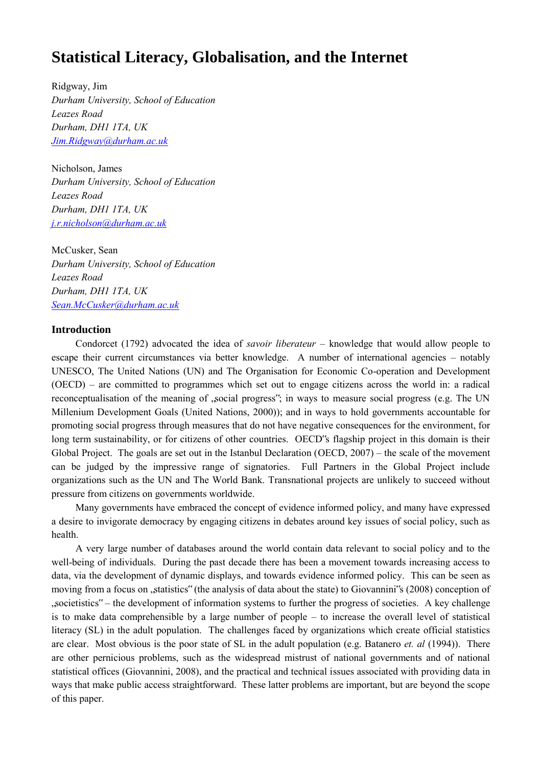# Statistical Literacy, Globalisation, and the Internet

Ridgway, Jim
*Durham University, School of Education*
*Leazes Road*
*Durham, DH1 1TA, UK*
*Jim.Ridgway@durham.ac.uk*

Nicholson, James
*Durham University, School of Education*
*Leazes Road*
*Durham, DH1 1TA, UK*
*j.r.nicholson@durham.ac.uk*

McCusker, Sean
*Durham University, School of Education*
*Leazes Road*
*Durham, DH1 1TA, UK*
*Sean.McCusker@durham.ac.uk*

## Introduction

Condorcet (1792) advocated the idea of *savoir liberateur* – knowledge that would allow people to escape their current circumstances via better knowledge. A number of international agencies – notably UNESCO, The United Nations (UN) and The Organisation for Economic Co-operation and Development (OECD) – are committed to programmes which set out to engage citizens across the world in: a radical reconceptualisation of the meaning of „social progress"; in ways to measure social progress (e.g. The UN Millenium Development Goals (United Nations, 2000)); and in ways to hold governments accountable for promoting social progress through measures that do not have negative consequences for the environment, for long term sustainability, or for citizens of other countries. OECD"s flagship project in this domain is their Global Project. The goals are set out in the Istanbul Declaration (OECD, 2007) – the scale of the movement can be judged by the impressive range of signatories. Full Partners in the Global Project include organizations such as the UN and The World Bank. Transnational projects are unlikely to succeed without pressure from citizens on governments worldwide.

Many governments have embraced the concept of evidence informed policy, and many have expressed a desire to invigorate democracy by engaging citizens in debates around key issues of social policy, such as health.

A very large number of databases around the world contain data relevant to social policy and to the well-being of individuals. During the past decade there has been a movement towards increasing access to data, via the development of dynamic displays, and towards evidence informed policy. This can be seen as moving from a focus on „statistics" (the analysis of data about the state) to Giovannini"s (2008) conception of „societistics" – the development of information systems to further the progress of societies. A key challenge is to make data comprehensible by a large number of people – to increase the overall level of statistical literacy (SL) in the adult population. The challenges faced by organizations which create official statistics are clear. Most obvious is the poor state of SL in the adult population (e.g. Batanero *et. al* (1994)). There are other pernicious problems, such as the widespread mistrust of national governments and of national statistical offices (Giovannini, 2008), and the practical and technical issues associated with providing data in ways that make public access straightforward. These latter problems are important, but are beyond the scope of this paper.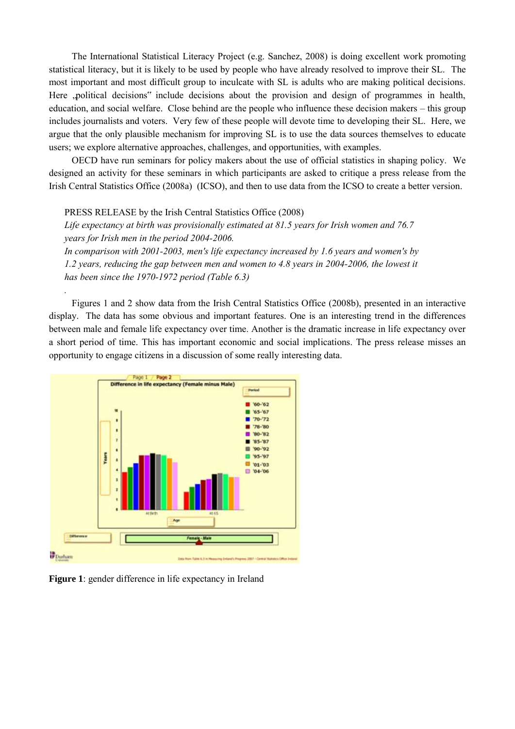The International Statistical Literacy Project (e.g. Sanchez, 2008) is doing excellent work promoting statistical literacy, but it is likely to be used by people who have already resolved to improve their SL. The most important and most difficult group to inculcate with SL is adults who are making political decisions. Here „political decisions" include decisions about the provision and design of programmes in health, education, and social welfare. Close behind are the people who influence these decision makers – this group includes journalists and voters. Very few of these people will devote time to developing their SL. Here, we argue that the only plausible mechanism for improving SL is to use the data sources themselves to educate users; we explore alternative approaches, challenges, and opportunities, with examples.

OECD have run seminars for policy makers about the use of official statistics in shaping policy. We designed an activity for these seminars in which participants are asked to critique a press release from the Irish Central Statistics Office (2008a) (ICSO), and then to use data from the ICSO to create a better version.

PRESS RELEASE by the Irish Central Statistics Office (2008)
*Life expectancy at birth was provisionally estimated at 81.5 years for Irish women and 76.7 years for Irish men in the period 2004-2006.*
*In comparison with 2001-2003, men's life expectancy increased by 1.6 years and women's by 1.2 years, reducing the gap between men and women to 4.8 years in 2004-2006, the lowest it has been since the 1970-1972 period (Table 6.3)*

Figures 1 and 2 show data from the Irish Central Statistics Office (2008b), presented in an interactive display. The data has some obvious and important features. One is an interesting trend in the differences between male and female life expectancy over time. Another is the dramatic increase in life expectancy over a short period of time. This has important economic and social implications. The press release misses an opportunity to engage citizens in a discussion of some really interesting data.

**Figure 1**: gender difference in life expectancy in Ireland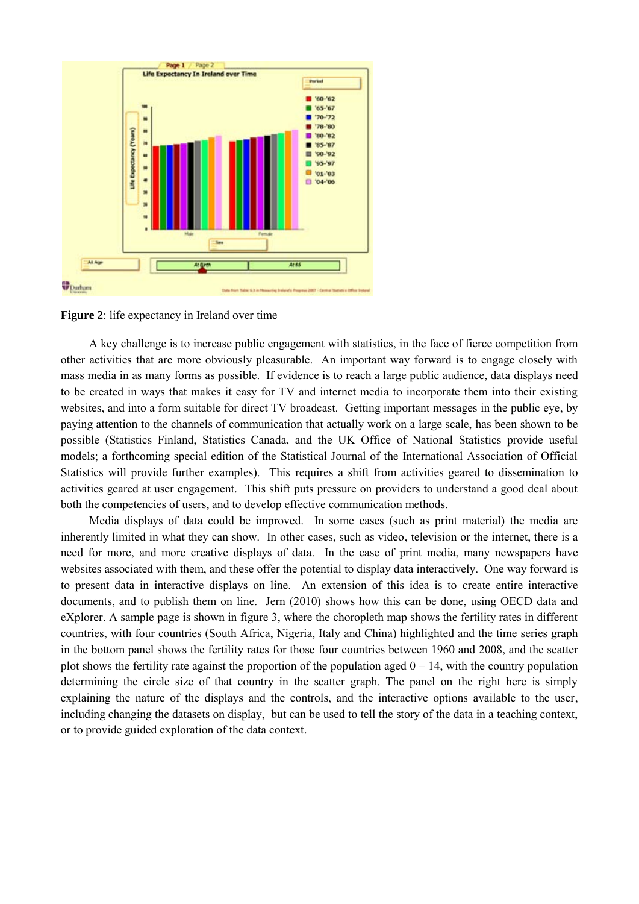**Figure 2**: life expectancy in Ireland over time

A key challenge is to increase public engagement with statistics, in the face of fierce competition from other activities that are more obviously pleasurable. An important way forward is to engage closely with mass media in as many forms as possible. If evidence is to reach a large public audience, data displays need to be created in ways that makes it easy for TV and internet media to incorporate them into their existing websites, and into a form suitable for direct TV broadcast. Getting important messages in the public eye, by paying attention to the channels of communication that actually work on a large scale, has been shown to be possible (Statistics Finland, Statistics Canada, and the UK Office of National Statistics provide useful models; a forthcoming special edition of the Statistical Journal of the International Association of Official Statistics will provide further examples). This requires a shift from activities geared to dissemination to activities geared at user engagement. This shift puts pressure on providers to understand a good deal about both the competencies of users, and to develop effective communication methods.

Media displays of data could be improved. In some cases (such as print material) the media are inherently limited in what they can show. In other cases, such as video, television or the internet, there is a need for more, and more creative displays of data. In the case of print media, many newspapers have websites associated with them, and these offer the potential to display data interactively. One way forward is to present data in interactive displays on line. An extension of this idea is to create entire interactive documents, and to publish them on line. Jern (2010) shows how this can be done, using OECD data and eXplorer. A sample page is shown in figure 3, where the choropleth map shows the fertility rates in different countries, with four countries (South Africa, Nigeria, Italy and China) highlighted and the time series graph in the bottom panel shows the fertility rates for those four countries between 1960 and 2008, and the scatter plot shows the fertility rate against the proportion of the population aged 0 – 14, with the country population determining the circle size of that country in the scatter graph. The panel on the right here is simply explaining the nature of the displays and the controls, and the interactive options available to the user, including changing the datasets on display, but can be used to tell the story of the data in a teaching context, or to provide guided exploration of the data context.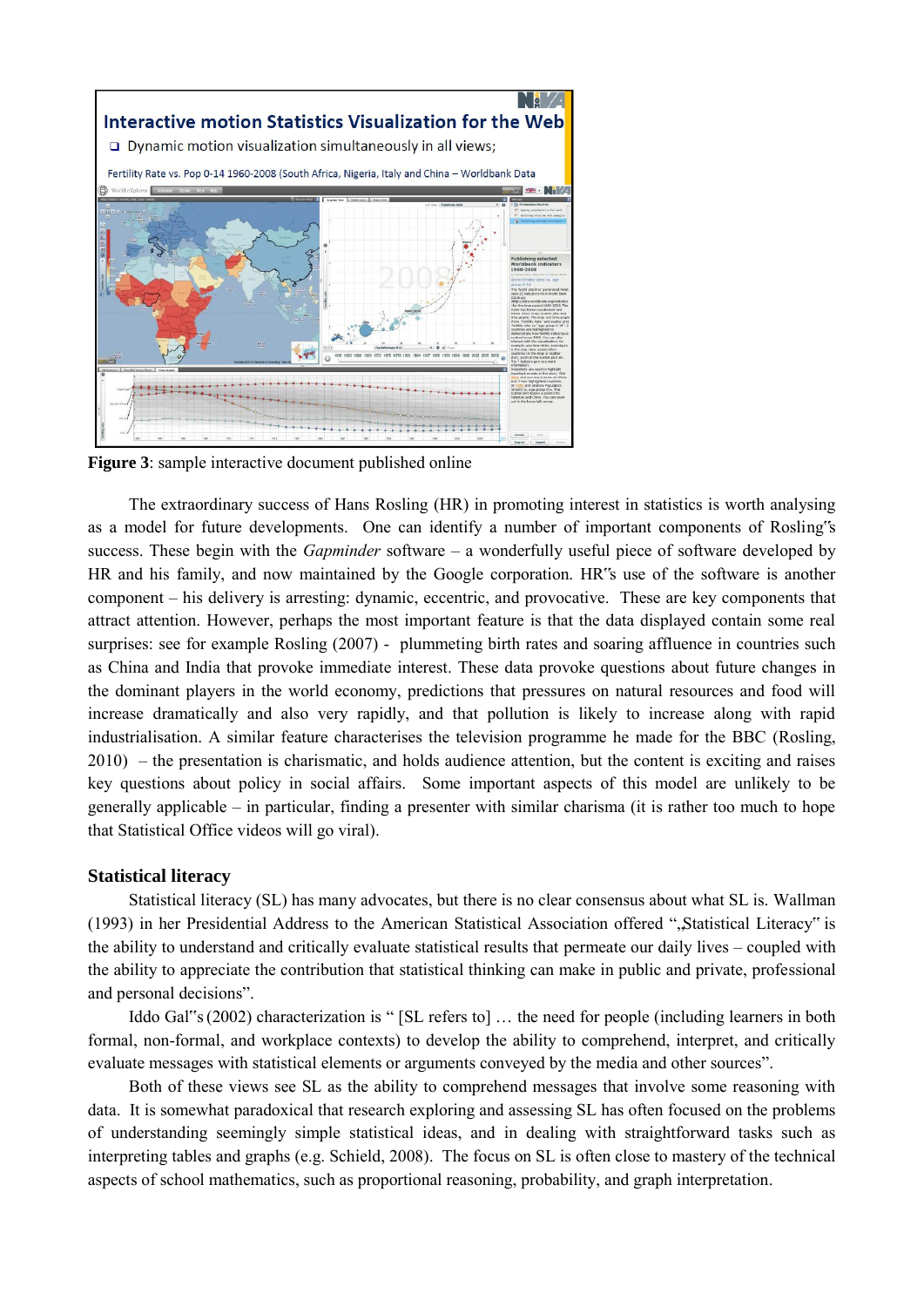**Figure 3**: sample interactive document published online

The extraordinary success of Hans Rosling (HR) in promoting interest in statistics is worth analysing as a model for future developments. One can identify a number of important components of Rosling‟s success. These begin with the *Gapminder* software – a wonderfully useful piece of software developed by HR and his family, and now maintained by the Google corporation. HR‟s use of the software is another component – his delivery is arresting: dynamic, eccentric, and provocative. These are key components that attract attention. However, perhaps the most important feature is that the data displayed contain some real surprises: see for example Rosling (2007) - plummeting birth rates and soaring affluence in countries such as China and India that provoke immediate interest. These data provoke questions about future changes in the dominant players in the world economy, predictions that pressures on natural resources and food will increase dramatically and also very rapidly, and that pollution is likely to increase along with rapid industrialisation. A similar feature characterises the television programme he made for the BBC (Rosling, 2010) – the presentation is charismatic, and holds audience attention, but the content is exciting and raises key questions about policy in social affairs. Some important aspects of this model are unlikely to be generally applicable – in particular, finding a presenter with similar charisma (it is rather too much to hope that Statistical Office videos will go viral).

## Statistical literacy

Statistical literacy (SL) has many advocates, but there is no clear consensus about what SL is. Wallman (1993) in her Presidential Address to the American Statistical Association offered "„Statistical Literacy‟ is the ability to understand and critically evaluate statistical results that permeate our daily lives – coupled with the ability to appreciate the contribution that statistical thinking can make in public and private, professional and personal decisions".

Iddo Gal‟s (2002) characterization is " [SL refers to] … the need for people (including learners in both formal, non-formal, and workplace contexts) to develop the ability to comprehend, interpret, and critically evaluate messages with statistical elements or arguments conveyed by the media and other sources".

Both of these views see SL as the ability to comprehend messages that involve some reasoning with data. It is somewhat paradoxical that research exploring and assessing SL has often focused on the problems of understanding seemingly simple statistical ideas, and in dealing with straightforward tasks such as interpreting tables and graphs (e.g. Schield, 2008). The focus on SL is often close to mastery of the technical aspects of school mathematics, such as proportional reasoning, probability, and graph interpretation.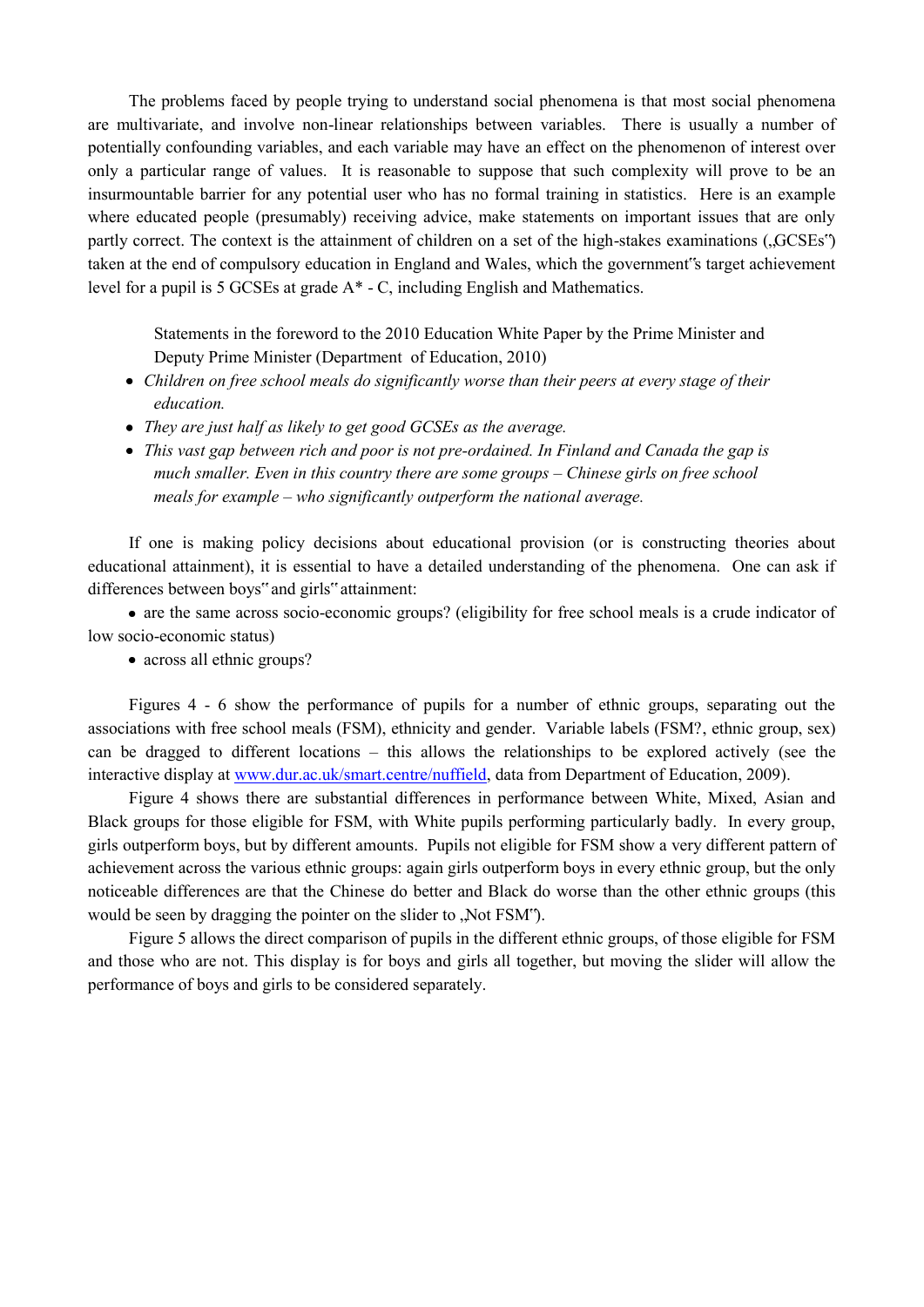The problems faced by people trying to understand social phenomena is that most social phenomena are multivariate, and involve non-linear relationships between variables. There is usually a number of potentially confounding variables, and each variable may have an effect on the phenomenon of interest over only a particular range of values. It is reasonable to suppose that such complexity will prove to be an insurmountable barrier for any potential user who has no formal training in statistics. Here is an example where educated people (presumably) receiving advice, make statements on important issues that are only partly correct. The context is the attainment of children on a set of the high-stakes examinations („GCSEs‟) taken at the end of compulsory education in England and Wales, which the government‟s target achievement level for a pupil is 5 GCSEs at grade A* - C, including English and Mathematics.

> Statements in the foreword to the 2010 Education White Paper by the Prime Minister and Deputy Prime Minister (Department of Education, 2010)
>
> - *Children on free school meals do significantly worse than their peers at every stage of their education.*
> - *They are just half as likely to get good GCSEs as the average.*
> - *This vast gap between rich and poor is not pre-ordained. In Finland and Canada the gap is much smaller. Even in this country there are some groups – Chinese girls on free school meals for example – who significantly outperform the national average.*

If one is making policy decisions about educational provision (or is constructing theories about educational attainment), it is essential to have a detailed understanding of the phenomena. One can ask if differences between boys‟ and girls‟ attainment:

- are the same across socio-economic groups? (eligibility for free school meals is a crude indicator of low socio-economic status)
- across all ethnic groups?

Figures 4 - 6 show the performance of pupils for a number of ethnic groups, separating out the associations with free school meals (FSM), ethnicity and gender. Variable labels (FSM?, ethnic group, sex) can be dragged to different locations – this allows the relationships to be explored actively (see the interactive display at [www.dur.ac.uk/smart.centre/nuffield](www.dur.ac.uk/smart.centre/nuffield), data from Department of Education, 2009).

Figure 4 shows there are substantial differences in performance between White, Mixed, Asian and Black groups for those eligible for FSM, with White pupils performing particularly badly. In every group, girls outperform boys, but by different amounts. Pupils not eligible for FSM show a very different pattern of achievement across the various ethnic groups: again girls outperform boys in every ethnic group, but the only noticeable differences are that the Chinese do better and Black do worse than the other ethnic groups (this would be seen by dragging the pointer on the slider to „Not FSM‟).

Figure 5 allows the direct comparison of pupils in the different ethnic groups, of those eligible for FSM and those who are not. This display is for boys and girls all together, but moving the slider will allow the performance of boys and girls to be considered separately.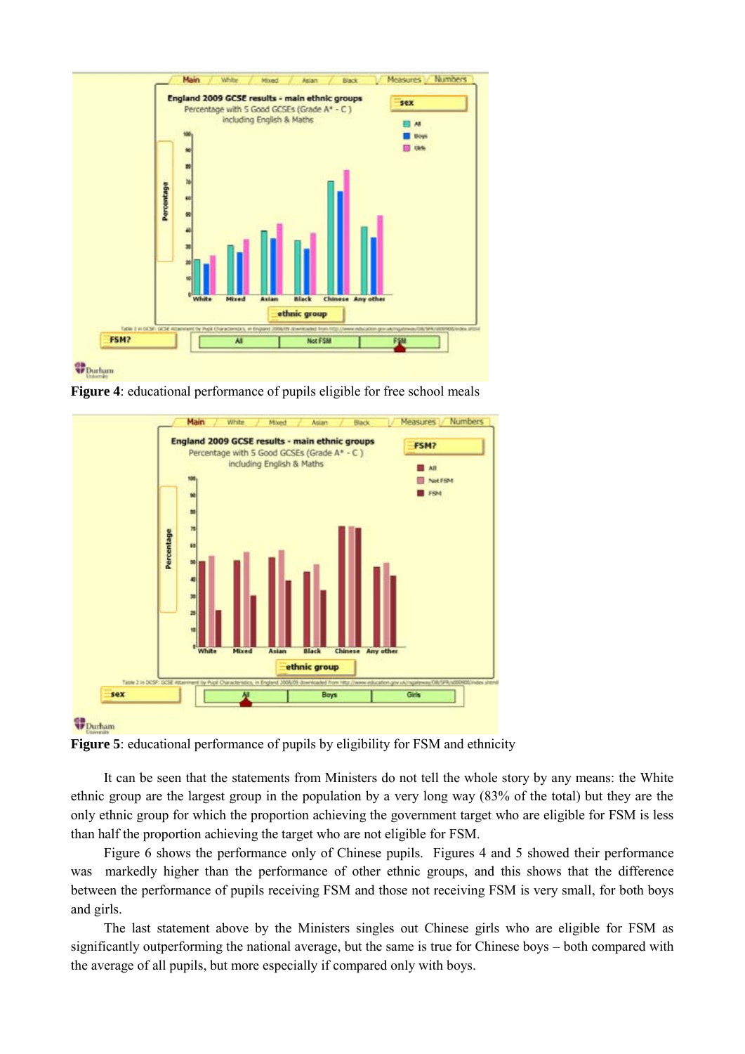**Figure 4**: educational performance of pupils eligible for free school meals

**Figure 5**: educational performance of pupils by eligibility for FSM and ethnicity

It can be seen that the statements from Ministers do not tell the whole story by any means: the White ethnic group are the largest group in the population by a very long way (83% of the total) but they are the only ethnic group for which the proportion achieving the government target who are eligible for FSM is less than half the proportion achieving the target who are not eligible for FSM.

Figure 6 shows the performance only of Chinese pupils. Figures 4 and 5 showed their performance was markedly higher than the performance of other ethnic groups, and this shows that the difference between the performance of pupils receiving FSM and those not receiving FSM is very small, for both boys and girls.

The last statement above by the Ministers singles out Chinese girls who are eligible for FSM as significantly outperforming the national average, but the same is true for Chinese boys – both compared with the average of all pupils, but more especially if compared only with boys.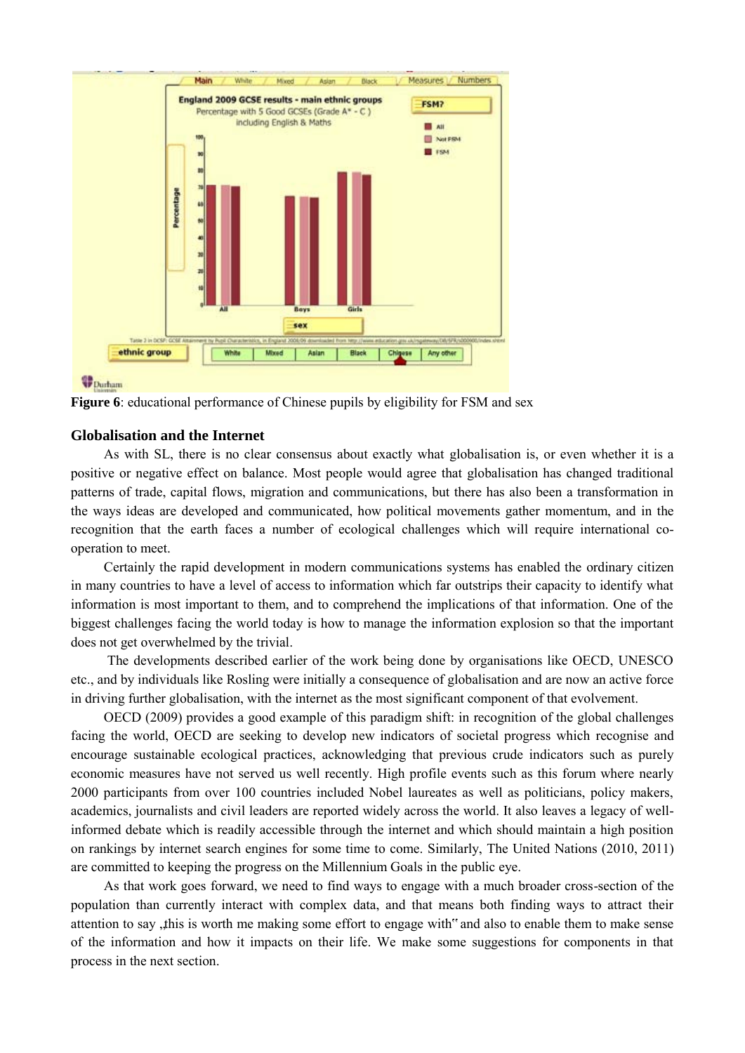**Figure 6**: educational performance of Chinese pupils by eligibility for FSM and sex

## Globalisation and the Internet

As with SL, there is no clear consensus about exactly what globalisation is, or even whether it is a positive or negative effect on balance. Most people would agree that globalisation has changed traditional patterns of trade, capital flows, migration and communications, but there has also been a transformation in the ways ideas are developed and communicated, how political movements gather momentum, and in the recognition that the earth faces a number of ecological challenges which will require international co-operation to meet.

Certainly the rapid development in modern communications systems has enabled the ordinary citizen in many countries to have a level of access to information which far outstrips their capacity to identify what information is most important to them, and to comprehend the implications of that information. One of the biggest challenges facing the world today is how to manage the information explosion so that the important does not get overwhelmed by the trivial.

The developments described earlier of the work being done by organisations like OECD, UNESCO etc., and by individuals like Rosling were initially a consequence of globalisation and are now an active force in driving further globalisation, with the internet as the most significant component of that evolvement.

OECD (2009) provides a good example of this paradigm shift: in recognition of the global challenges facing the world, OECD are seeking to develop new indicators of societal progress which recognise and encourage sustainable ecological practices, acknowledging that previous crude indicators such as purely economic measures have not served us well recently. High profile events such as this forum where nearly 2000 participants from over 100 countries included Nobel laureates as well as politicians, policy makers, academics, journalists and civil leaders are reported widely across the world. It also leaves a legacy of well-informed debate which is readily accessible through the internet and which should maintain a high position on rankings by internet search engines for some time to come. Similarly, The United Nations (2010, 2011) are committed to keeping the progress on the Millennium Goals in the public eye.

As that work goes forward, we need to find ways to engage with a much broader cross-section of the population than currently interact with complex data, and that means both finding ways to attract their attention to say „this is worth me making some effort to engage with" and also to enable them to make sense of the information and how it impacts on their life. We make some suggestions for components in that process in the next section.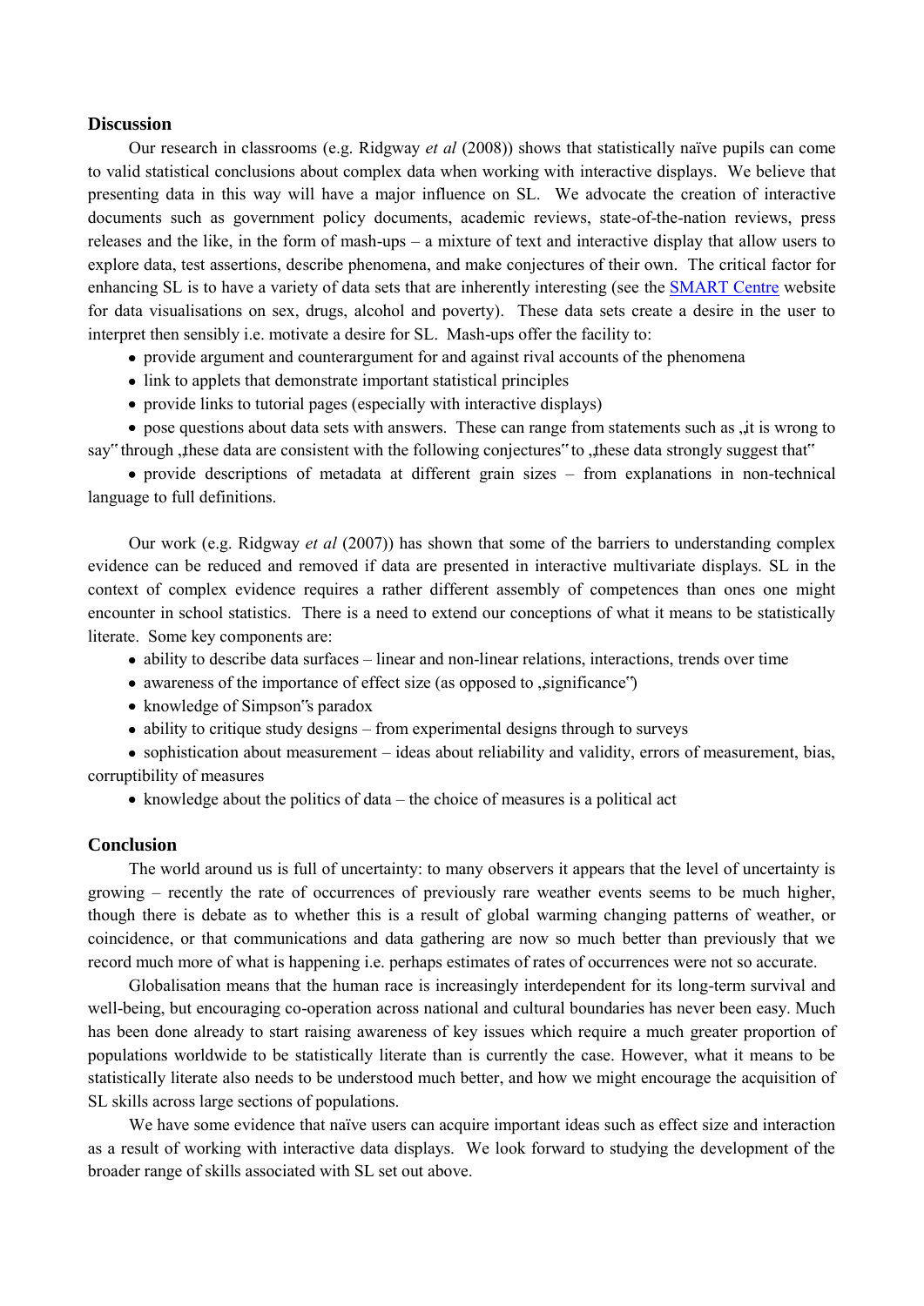## Discussion

Our research in classrooms (e.g. Ridgway *et al* (2008)) shows that statistically naïve pupils can come to valid statistical conclusions about complex data when working with interactive displays. We believe that presenting data in this way will have a major influence on SL. We advocate the creation of interactive documents such as government policy documents, academic reviews, state-of-the-nation reviews, press releases and the like, in the form of mash-ups – a mixture of text and interactive display that allow users to explore data, test assertions, describe phenomena, and make conjectures of their own. The critical factor for enhancing SL is to have a variety of data sets that are inherently interesting (see the SMART Centre website for data visualisations on sex, drugs, alcohol and poverty). These data sets create a desire in the user to interpret then sensibly i.e. motivate a desire for SL. Mash-ups offer the facility to:

- provide argument and counterargument for and against rival accounts of the phenomena
- link to applets that demonstrate important statistical principles
- provide links to tutorial pages (especially with interactive displays)
- pose questions about data sets with answers. These can range from statements such as „it is wrong to say" through „these data are consistent with the following conjectures" to „these data strongly suggest that"
- provide descriptions of metadata at different grain sizes – from explanations in non-technical language to full definitions.

Our work (e.g. Ridgway *et al* (2007)) has shown that some of the barriers to understanding complex evidence can be reduced and removed if data are presented in interactive multivariate displays. SL in the context of complex evidence requires a rather different assembly of competences than ones one might encounter in school statistics. There is a need to extend our conceptions of what it means to be statistically literate. Some key components are:

- ability to describe data surfaces – linear and non-linear relations, interactions, trends over time
- awareness of the importance of effect size (as opposed to „significance")
- knowledge of Simpson"s paradox
- ability to critique study designs – from experimental designs through to surveys
- sophistication about measurement – ideas about reliability and validity, errors of measurement, bias, corruptibility of measures
- knowledge about the politics of data – the choice of measures is a political act

## Conclusion

The world around us is full of uncertainty: to many observers it appears that the level of uncertainty is growing – recently the rate of occurrences of previously rare weather events seems to be much higher, though there is debate as to whether this is a result of global warming changing patterns of weather, or coincidence, or that communications and data gathering are now so much better than previously that we record much more of what is happening i.e. perhaps estimates of rates of occurrences were not so accurate.

Globalisation means that the human race is increasingly interdependent for its long-term survival and well-being, but encouraging co-operation across national and cultural boundaries has never been easy. Much has been done already to start raising awareness of key issues which require a much greater proportion of populations worldwide to be statistically literate than is currently the case. However, what it means to be statistically literate also needs to be understood much better, and how we might encourage the acquisition of SL skills across large sections of populations.

We have some evidence that naïve users can acquire important ideas such as effect size and interaction as a result of working with interactive data displays. We look forward to studying the development of the broader range of skills associated with SL set out above.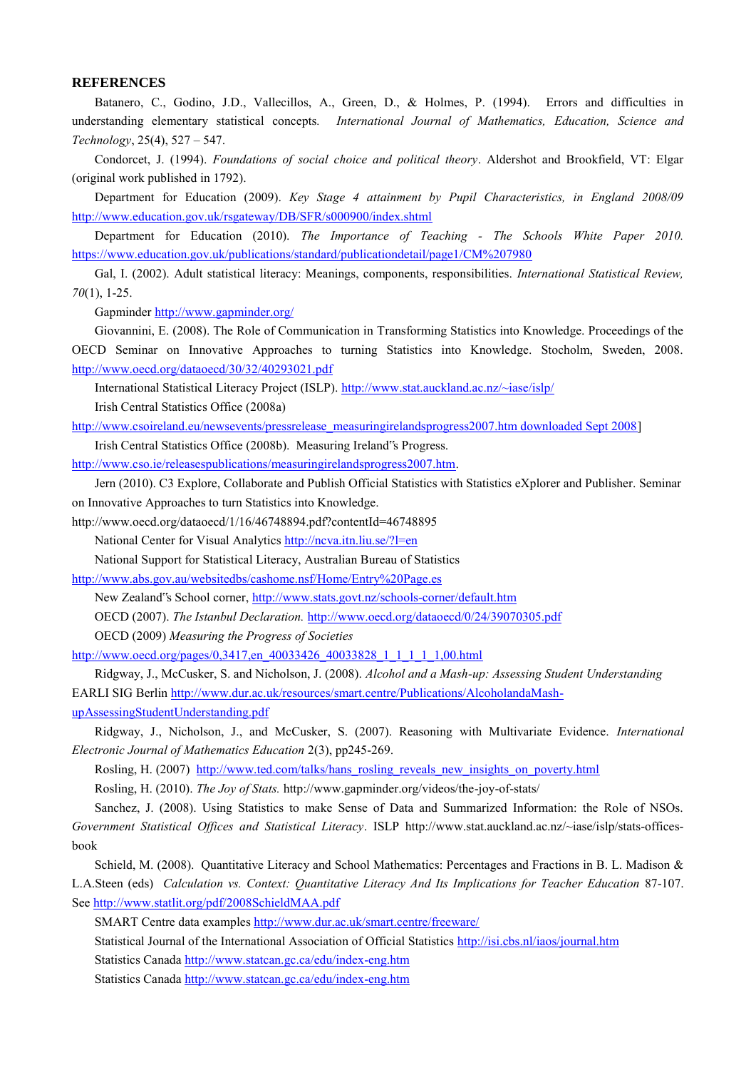## REFERENCES

Batanero, C., Godino, J.D., Vallecillos, A., Green, D., & Holmes, P. (1994). Errors and difficulties in understanding elementary statistical concepts. *International Journal of Mathematics, Education, Science and Technology*, 25(4), 527 – 547.

Condorcet, J. (1994). *Foundations of social choice and political theory*. Aldershot and Brookfield, VT: Elgar (original work published in 1792).

Department for Education (2009). *Key Stage 4 attainment by Pupil Characteristics, in England 2008/09* http://www.education.gov.uk/rsgateway/DB/SFR/s000900/index.shtml

Department for Education (2010). *The Importance of Teaching - The Schools White Paper 2010.* https://www.education.gov.uk/publications/standard/publicationdetail/page1/CM%207980

Gal, I. (2002). Adult statistical literacy: Meanings, components, responsibilities. *International Statistical Review, 70*(1), 1-25.

Gapminder http://www.gapminder.org/

Giovannini, E. (2008). The Role of Communication in Transforming Statistics into Knowledge. Proceedings of the OECD Seminar on Innovative Approaches to turning Statistics into Knowledge. Stocholm, Sweden, 2008. http://www.oecd.org/dataoecd/30/32/40293021.pdf

International Statistical Literacy Project (ISLP). http://www.stat.auckland.ac.nz/~iase/islp/

Irish Central Statistics Office (2008a) http://www.csoireland.eu/newsevents/pressrelease_measuringirelandsprogress2007.htm downloaded Sept 2008]

Irish Central Statistics Office (2008b). Measuring Ireland‟s Progress. http://www.cso.ie/releasespublications/measuringirelandsprogress2007.htm.

Jern (2010). C3 Explore, Collaborate and Publish Official Statistics with Statistics eXplorer and Publisher. Seminar on Innovative Approaches to turn Statistics into Knowledge. http://www.oecd.org/dataoecd/1/16/46748894.pdf?contentId=46748895

National Center for Visual Analytics http://ncva.itn.liu.se/?l=en

National Support for Statistical Literacy, Australian Bureau of Statistics http://www.abs.gov.au/websitedbs/cashome.nsf/Home/Entry%20Page.es

New Zealand‟s School corner, http://www.stats.govt.nz/schools-corner/default.htm

OECD (2007). *The Istanbul Declaration.* http://www.oecd.org/dataoecd/0/24/39070305.pdf

OECD (2009) *Measuring the Progress of Societies* http://www.oecd.org/pages/0,3417,en_40033426_40033828_1_1_1_1_1,00.html

Ridgway, J., McCusker, S. and Nicholson, J. (2008). *Alcohol and a Mash-up: Assessing Student Understanding* EARLI SIG Berlin http://www.dur.ac.uk/resources/smart.centre/Publications/AlcoholandaMash-upAssessingStudentUnderstanding.pdf

Ridgway, J., Nicholson, J., and McCusker, S. (2007). Reasoning with Multivariate Evidence. *International Electronic Journal of Mathematics Education* 2(3), pp245-269.

Rosling, H. (2007) http://www.ted.com/talks/hans_rosling_reveals_new_insights_on_poverty.html

Rosling, H. (2010). *The Joy of Stats.* http://www.gapminder.org/videos/the-joy-of-stats/

Sanchez, J. (2008). Using Statistics to make Sense of Data and Summarized Information: the Role of NSOs. *Government Statistical Offices and Statistical Literacy*. ISLP http://www.stat.auckland.ac.nz/~iase/islp/stats-offices-book

Schield, M. (2008). Quantitative Literacy and School Mathematics: Percentages and Fractions in B. L. Madison & L.A.Steen (eds) *Calculation vs. Context: Quantitative Literacy And Its Implications for Teacher Education* 87-107. See http://www.statlit.org/pdf/2008SchieldMAA.pdf

SMART Centre data examples http://www.dur.ac.uk/smart.centre/freeware/

Statistical Journal of the International Association of Official Statistics http://isi.cbs.nl/iaos/journal.htm

Statistics Canada http://www.statcan.gc.ca/edu/index-eng.htm

Statistics Canada http://www.statcan.gc.ca/edu/index-eng.htm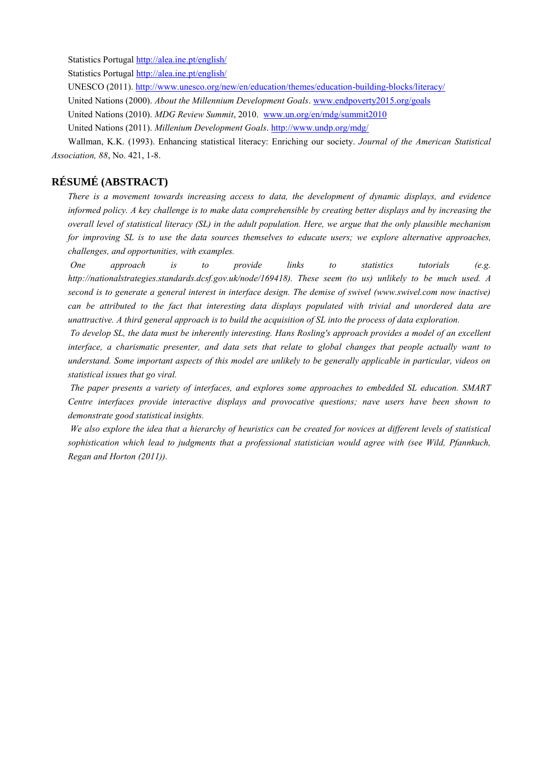Statistics Portugal http://alea.ine.pt/english/

Statistics Portugal http://alea.ine.pt/english/

UNESCO (2011). http://www.unesco.org/new/en/education/themes/education-building-blocks/literacy/

United Nations (2000). *About the Millennium Development Goals*. www.endpoverty2015.org/goals

United Nations (2010). *MDG Review Summit*, 2010. www.un.org/en/mdg/summit2010

United Nations (2011). *Millenium Development Goals*. http://www.undp.org/mdg/

Wallman, K.K. (1993). Enhancing statistical literacy: Enriching our society. *Journal of the American Statistical Association, 88*, No. 421, 1-8.

## RÉSUMÉ (ABSTRACT)

*There is a movement towards increasing access to data, the development of dynamic displays, and evidence informed policy. A key challenge is to make data comprehensible by creating better displays and by increasing the overall level of statistical literacy (SL) in the adult population. Here, we argue that the only plausible mechanism for improving SL is to use the data sources themselves to educate users; we explore alternative approaches, challenges, and opportunities, with examples.*

*One approach is to provide links to statistics tutorials (e.g. http://nationalstrategies.standards.dcsf.gov.uk/node/169418). These seem (to us) unlikely to be much used. A second is to generate a general interest in interface design. The demise of swivel (www.swivel.com now inactive) can be attributed to the fact that interesting data displays populated with trivial and unordered data are unattractive. A third general approach is to build the acquisition of SL into the process of data exploration.*

*To develop SL, the data must be inherently interesting. Hans Rosling's approach provides a model of an excellent interface, a charismatic presenter, and data sets that relate to global changes that people actually want to understand. Some important aspects of this model are unlikely to be generally applicable in particular, videos on statistical issues that go viral.*

*The paper presents a variety of interfaces, and explores some approaches to embedded SL education. SMART Centre interfaces provide interactive displays and provocative questions; nave users have been shown to demonstrate good statistical insights.*

*We also explore the idea that a hierarchy of heuristics can be created for novices at different levels of statistical sophistication which lead to judgments that a professional statistician would agree with (see Wild, Pfannkuch, Regan and Horton (2011)).*